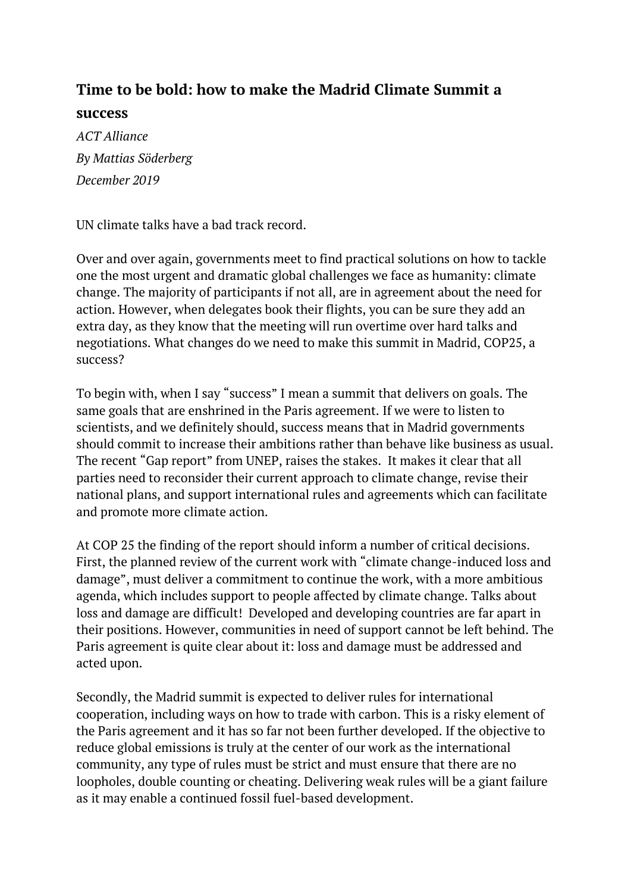# Time to be bold: how to make the Madrid Climate Summit a success

*ACT Alliance*

*By Mattias Söderberg*

*December 2019*

UN climate talks have a bad track record.

Over and over again, governments meet to find practical solutions on how to tackle one the most urgent and dramatic global challenges we face as humanity: climate change. The majority of participants if not all, are in agreement about the need for action. However, when delegates book their flights, you can be sure they add an extra day, as they know that the meeting will run overtime over hard talks and negotiations. What changes do we need to make this summit in Madrid, COP25, a success?

To begin with, when I say "success" I mean a summit that delivers on goals. The same goals that are enshrined in the Paris agreement. If we were to listen to scientists, and we definitely should, success means that in Madrid governments should commit to increase their ambitions rather than behave like business as usual. The recent "Gap report" from UNEP, raises the stakes. It makes it clear that all parties need to reconsider their current approach to climate change, revise their national plans, and support international rules and agreements which can facilitate and promote more climate action.

At COP 25 the finding of the report should inform a number of critical decisions. First, the planned review of the current work with "climate change-induced loss and damage", must deliver a commitment to continue the work, with a more ambitious agenda, which includes support to people affected by climate change. Talks about loss and damage are difficult! Developed and developing countries are far apart in their positions. However, communities in need of support cannot be left behind. The Paris agreement is quite clear about it: loss and damage must be addressed and acted upon.

Secondly, the Madrid summit is expected to deliver rules for international cooperation, including ways on how to trade with carbon. This is a risky element of the Paris agreement and it has so far not been further developed. If the objective to reduce global emissions is truly at the center of our work as the international community, any type of rules must be strict and must ensure that there are no loopholes, double counting or cheating. Delivering weak rules will be a giant failure as it may enable a continued fossil fuel-based development.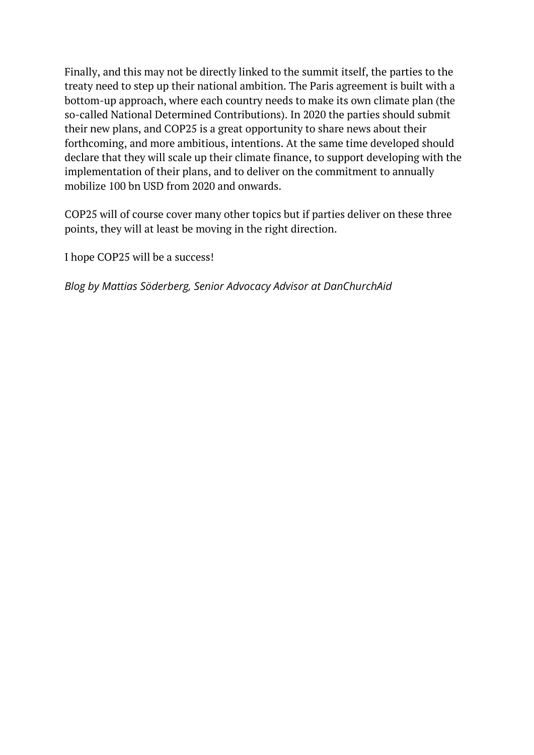Finally, and this may not be directly linked to the summit itself, the parties to the treaty need to step up their national ambition. The Paris agreement is built with a bottom-up approach, where each country needs to make its own climate plan (the so-called National Determined Contributions). In 2020 the parties should submit their new plans, and COP25 is a great opportunity to share news about their forthcoming, and more ambitious, intentions. At the same time developed should declare that they will scale up their climate finance, to support developing with the implementation of their plans, and to deliver on the commitment to annually mobilize 100 bn USD from 2020 and onwards.

COP25 will of course cover many other topics but if parties deliver on these three points, they will at least be moving in the right direction.

I hope COP25 will be a success!

*Blog by Mattias Söderberg, Senior Advocacy Advisor at DanChurchAid*